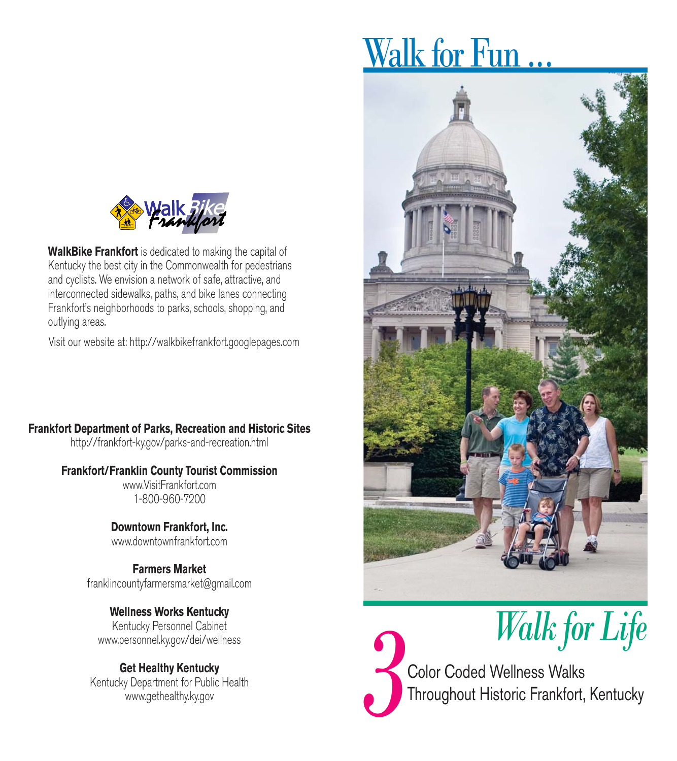**WalkBike Frankfort** is dedicated to making the capital of Kentucky the best city in the Commonwealth for pedestrians and cyclists. We envision a network of safe, attractive, and interconnected sidewalks, paths, and bike lanes connecting Frankfort's neighborhoods to parks, schools, shopping, and outlying areas.

Visit our website at: http://walkbikefrankfort.googlepages.com

**Frankfort Department of Parks, Recreation and Historic Sites**
http://frankfort-ky.gov/parks-and-recreation.html

**Frankfort/Franklin County Tourist Commission**
www.VisitFrankfort.com
1-800-960-7200

**Downtown Frankfort, Inc.**
www.downtownfrankfort.com

**Farmers Market**
franklincountyfarmersmarket@gmail.com

**Wellness Works Kentucky**
Kentucky Personnel Cabinet
www.personnel.ky.gov/dei/wellness

**Get Healthy Kentucky**
Kentucky Department for Public Health
www.gethealthy.ky.gov

# Walk for Fun ...

# *Walk for Life*

## 3 Color Coded Wellness Walks Throughout Historic Frankfort, Kentucky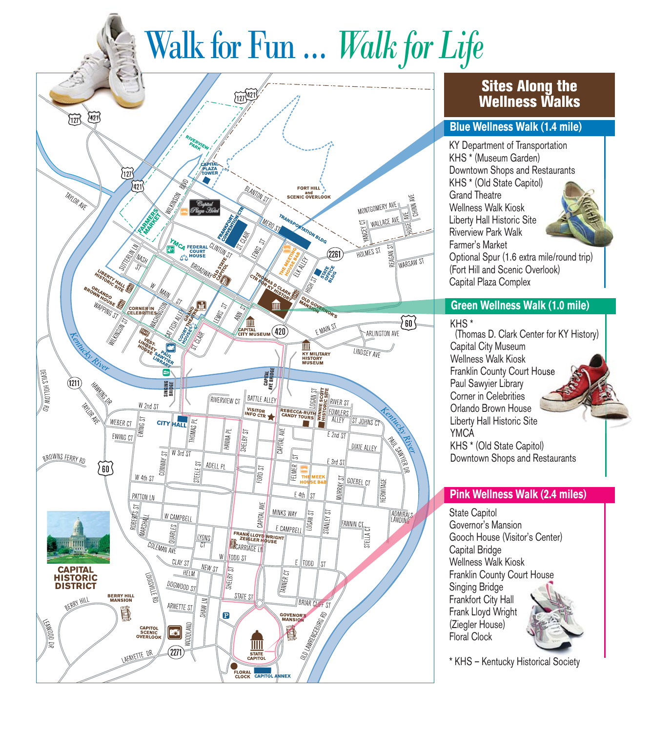# Walk for Fun ... *Walk for Life*

## Sites Along the Wellness Walks

### Blue Wellness Walk (1.4 mile)

KY Department of Transportation
KHS * (Museum Garden)
Downtown Shops and Restaurants
KHS * (Old State Capitol)
Grand Theatre
Wellness Walk Kiosk
Liberty Hall Historic Site
Riverview Park Walk
Farmer's Market
Optional Spur (1.6 extra mile/round trip)
(Fort Hill and Scenic Overlook)
Capital Plaza Complex

### Green Wellness Walk (1.0 mile)

KHS *
(Thomas D. Clark Center for KY History)
Capital City Museum
Wellness Walk Kiosk
Franklin County Court House
Paul Sawyier Library
Corner in Celebrities
Orlando Brown House
Liberty Hall Historic Site
YMCA
KHS * (Old State Capitol)
Downtown Shops and Restaurants

### Pink Wellness Walk (2.4 miles)

State Capitol
Governor's Mansion
Gooch House (Visitor's Center)
Capital Bridge
Wellness Walk Kiosk
Franklin County Court House
Singing Bridge
Frankfort City Hall
Frank Lloyd Wright
(Ziegler House)
Floral Clock

* KHS – Kentucky Historical Society

CAPITAL HISTORIC DISTRICT